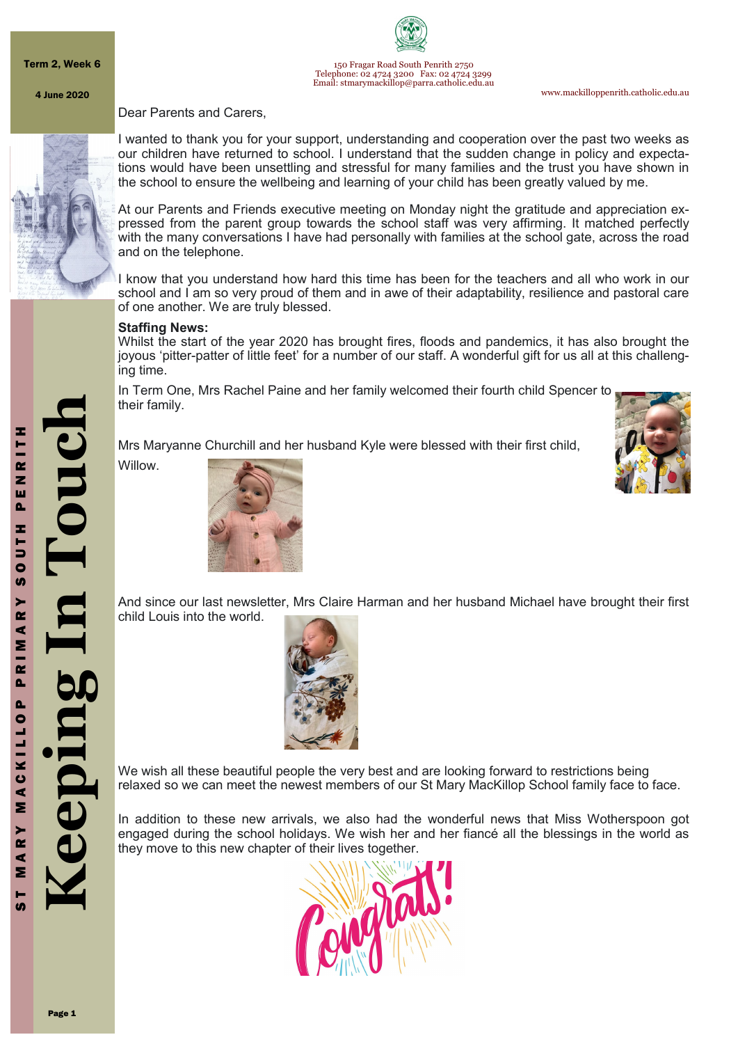Term 2, Week 6

4 June 2020

150 Fragar Road South Penrith 2750
Telephone: 02 4724 3200 Fax: 02 4724 3299
Email: stmarymackillop@parra.catholic.edu.au

www.mackilloppenrith.catholic.edu.au

# Keeping In Touch

ST MARY MACKILLOP PRIMARY SOUTH PENRITH

Dear Parents and Carers,

I wanted to thank you for your support, understanding and cooperation over the past two weeks as our children have returned to school. I understand that the sudden change in policy and expectations would have been unsettling and stressful for many families and the trust you have shown in the school to ensure the wellbeing and learning of your child has been greatly valued by me.

At our Parents and Friends executive meeting on Monday night the gratitude and appreciation expressed from the parent group towards the school staff was very affirming. It matched perfectly with the many conversations I have had personally with families at the school gate, across the road and on the telephone.

I know that you understand how hard this time has been for the teachers and all who work in our school and I am so very proud of them and in awe of their adaptability, resilience and pastoral care of one another. We are truly blessed.

**Staffing News:**

Whilst the start of the year 2020 has brought fires, floods and pandemics, it has also brought the joyous 'pitter-patter of little feet' for a number of our staff. A wonderful gift for us all at this challenging time.

In Term One, Mrs Rachel Paine and her family welcomed their fourth child Spencer to their family.

Mrs Maryanne Churchill and her husband Kyle were blessed with their first child, Willow.

And since our last newsletter, Mrs Claire Harman and her husband Michael have brought their first child Louis into the world.

We wish all these beautiful people the very best and are looking forward to restrictions being relaxed so we can meet the newest members of our St Mary MacKillop School family face to face.

In addition to these new arrivals, we also had the wonderful news that Miss Wotherspoon got engaged during the school holidays. We wish her and her fiancé all the blessings in the world as they move to this new chapter of their lives together.

Congrats!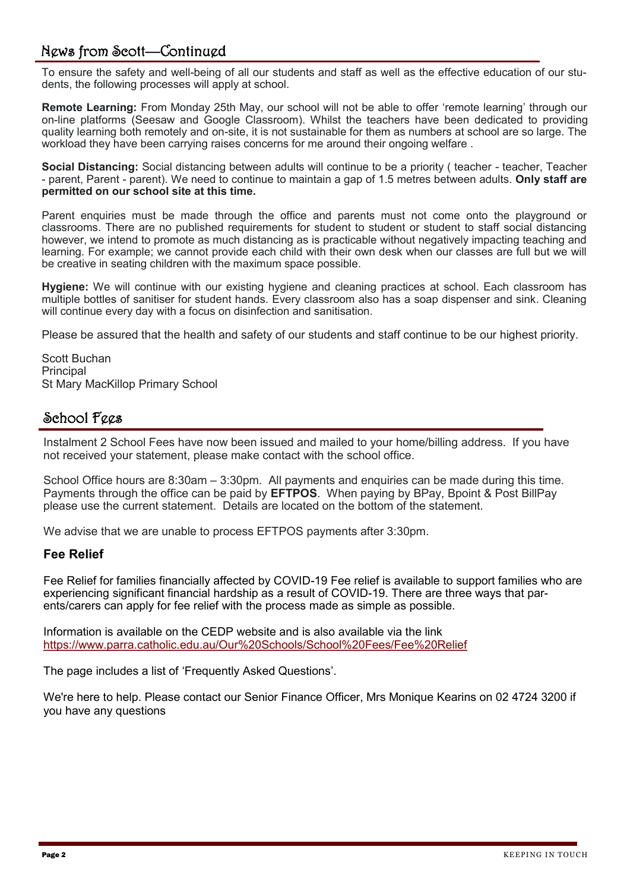## News from Scott—Continued

To ensure the safety and well-being of all our students and staff as well as the effective education of our students, the following processes will apply at school.

**Remote Learning:** From Monday 25th May, our school will not be able to offer 'remote learning' through our on-line platforms (Seesaw and Google Classroom). Whilst the teachers have been dedicated to providing quality learning both remotely and on-site, it is not sustainable for them as numbers at school are so large. The workload they have been carrying raises concerns for me around their ongoing welfare .

**Social Distancing:** Social distancing between adults will continue to be a priority ( teacher - teacher, Teacher - parent, Parent - parent). We need to continue to maintain a gap of 1.5 metres between adults. **Only staff are permitted on our school site at this time.**

Parent enquiries must be made through the office and parents must not come onto the playground or classrooms. There are no published requirements for student to student or student to staff social distancing however, we intend to promote as much distancing as is practicable without negatively impacting teaching and learning. For example; we cannot provide each child with their own desk when our classes are full but we will be creative in seating children with the maximum space possible.

**Hygiene:** We will continue with our existing hygiene and cleaning practices at school. Each classroom has multiple bottles of sanitiser for student hands. Every classroom also has a soap dispenser and sink. Cleaning will continue every day with a focus on disinfection and sanitisation.

Please be assured that the health and safety of our students and staff continue to be our highest priority.

Scott Buchan
Principal
St Mary MacKillop Primary School

## School Fees

Instalment 2 School Fees have now been issued and mailed to your home/billing address. If you have not received your statement, please make contact with the school office.

School Office hours are 8:30am – 3:30pm. All payments and enquiries can be made during this time. Payments through the office can be paid by **EFTPOS**. When paying by BPay, Bpoint & Post BillPay please use the current statement. Details are located on the bottom of the statement.

We advise that we are unable to process EFTPOS payments after 3:30pm.

### Fee Relief

Fee Relief for families financially affected by COVID-19 Fee relief is available to support families who are experiencing significant financial hardship as a result of COVID-19. There are three ways that parents/carers can apply for fee relief with the process made as simple as possible.

Information is available on the CEDP website and is also available via the link https://www.parra.catholic.edu.au/Our%20Schools/School%20Fees/Fee%20Relief

The page includes a list of 'Frequently Asked Questions'.

We're here to help. Please contact our Senior Finance Officer, Mrs Monique Kearins on 02 4724 3200 if you have any questions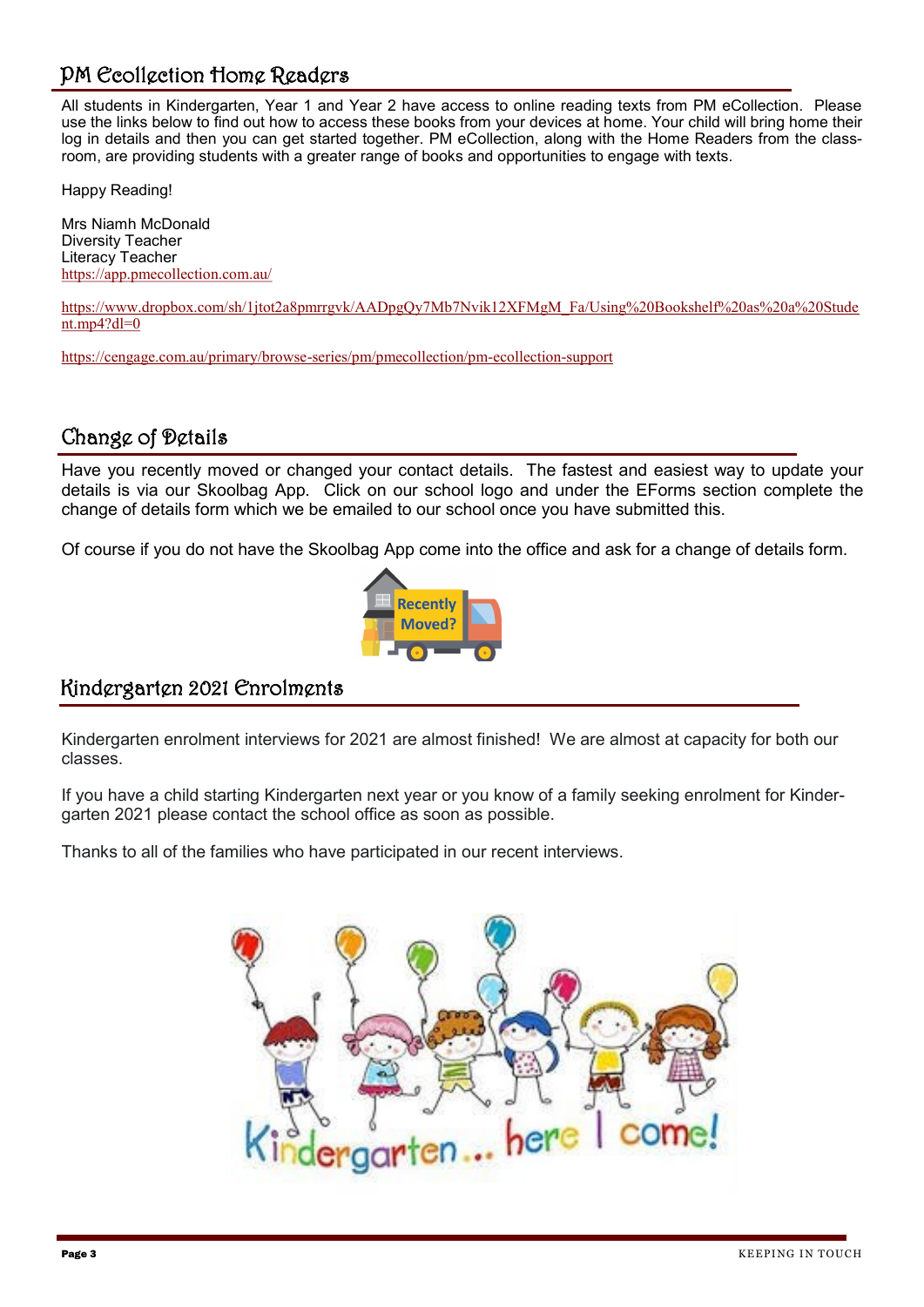## PM Ecollection Home Readers

All students in Kindergarten, Year 1 and Year 2 have access to online reading texts from PM eCollection. Please use the links below to find out how to access these books from your devices at home. Your child will bring home their log in details and then you can get started together. PM eCollection, along with the Home Readers from the classroom, are providing students with a greater range of books and opportunities to engage with texts.

Happy Reading!

Mrs Niamh McDonald
Diversity Teacher
Literacy Teacher
https://app.pmecollection.com.au/

https://www.dropbox.com/sh/1jtot2a8pmrrgvk/AADpgQy7Mb7Nvik12XFMgM_Fa/Using%20Bookshelf%20as%20a%20Student.mp4?dl=0

https://cengage.com.au/primary/browse-series/pm/pmecollection/pm-ecollection-support

## Change of Details

Have you recently moved or changed your contact details. The fastest and easiest way to update your details is via our Skoolbag App. Click on our school logo and under the EForms section complete the change of details form which we be emailed to our school once you have submitted this.

Of course if you do not have the Skoolbag App come into the office and ask for a change of details form.

## Kindergarten 2021 Enrolments

Kindergarten enrolment interviews for 2021 are almost finished! We are almost at capacity for both our classes.

If you have a child starting Kindergarten next year or you know of a family seeking enrolment for Kindergarten 2021 please contact the school office as soon as possible.

Thanks to all of the families who have participated in our recent interviews.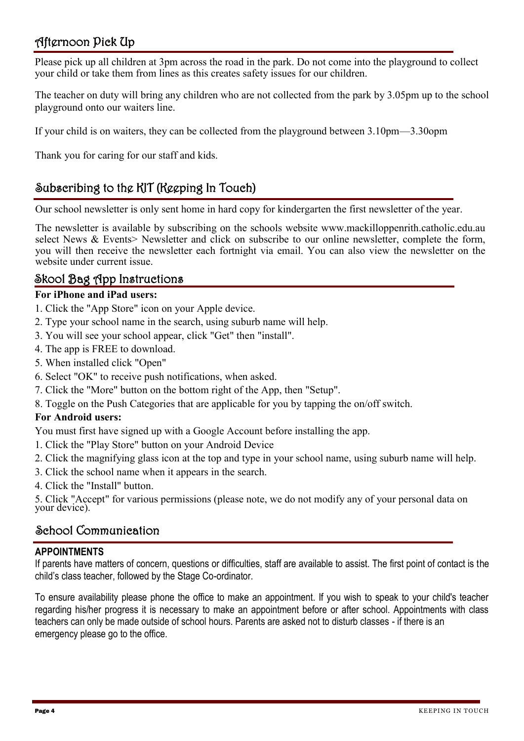## Afternoon Pick Up

Please pick up all children at 3pm across the road in the park. Do not come into the playground to collect your child or take them from lines as this creates safety issues for our children.

The teacher on duty will bring any children who are not collected from the park by 3.05pm up to the school playground onto our waiters line.

If your child is on waiters, they can be collected from the playground between 3.10pm—3.30opm

Thank you for caring for our staff and kids.

## Subscribing to the KIT (Keeping In Touch)

Our school newsletter is only sent home in hard copy for kindergarten the first newsletter of the year.

The newsletter is available by subscribing on the schools website www.mackilloppenrith.catholic.edu.au select News & Events> Newsletter and click on subscribe to our online newsletter, complete the form, you will then receive the newsletter each fortnight via email. You can also view the newsletter on the website under current issue.

## Skool Bag App Instructions

**For iPhone and iPad users:**

1. Click the "App Store" icon on your Apple device.
2. Type your school name in the search, using suburb name will help.
3. You will see your school appear, click "Get" then "install".
4. The app is FREE to download.
5. When installed click "Open"
6. Select "OK" to receive push notifications, when asked.
7. Click the "More" button on the bottom right of the App, then "Setup".
8. Toggle on the Push Categories that are applicable for you by tapping the on/off switch.

**For Android users:**

You must first have signed up with a Google Account before installing the app.

1. Click the "Play Store" button on your Android Device
2. Click the magnifying glass icon at the top and type in your school name, using suburb name will help.
3. Click the school name when it appears in the search.
4. Click the "Install" button.
5. Click "Accept" for various permissions (please note, we do not modify any of your personal data on your device).

## School Communication

**APPOINTMENTS**

If parents have matters of concern, questions or difficulties, staff are available to assist. The first point of contact is the child's class teacher, followed by the Stage Co-ordinator.

To ensure availability please phone the office to make an appointment. If you wish to speak to your child's teacher regarding his/her progress it is necessary to make an appointment before or after school. Appointments with class teachers can only be made outside of school hours. Parents are asked not to disturb classes - if there is an emergency please go to the office.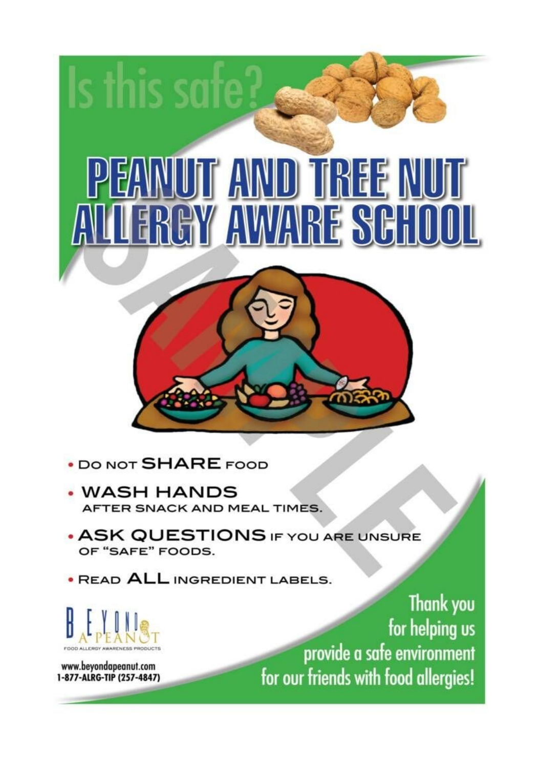Is this safe?

# PEANUT AND TREE NUT ALLERGY AWARE SCHOOL

- DO NOT **SHARE** FOOD
- **WASH HANDS** AFTER SNACK AND MEAL TIMES.
- **ASK QUESTIONS** IF YOU ARE UNSURE OF "SAFE" FOODS.
- READ **ALL** INGREDIENT LABELS.

BEYOND A PEANUT
FOOD ALLERGY AWARENESS PRODUCTS

www.beyondapeanut.com
1-877-ALRG-TIP (257-4847)

Thank you for helping us provide a safe environment for our friends with food allergies!